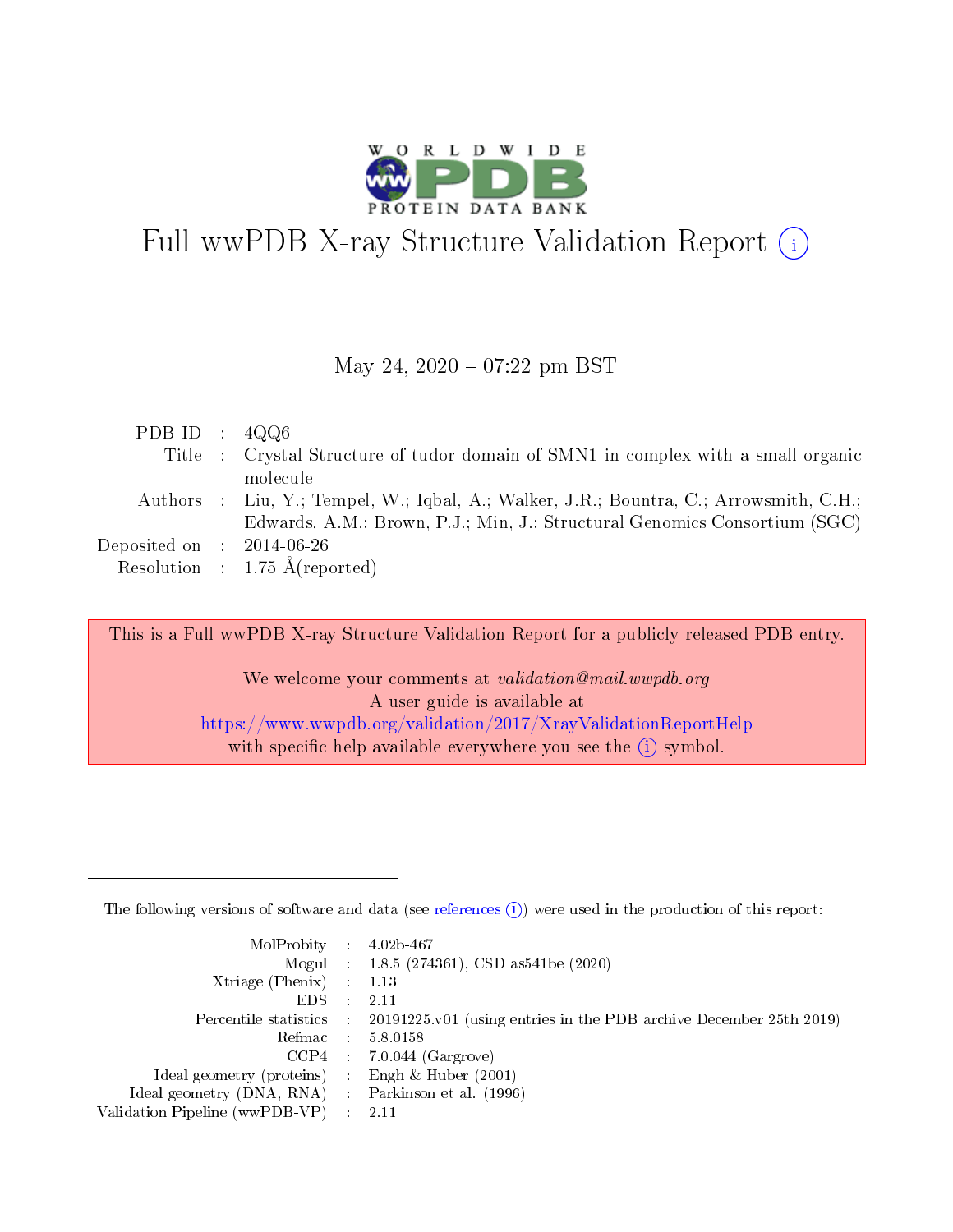# Full wwPDB X-ray Structure Validation Report (i)

May 24, 2020 – 07:22 pm BST

| | | |
|---|---|---|
| PDB ID | : | 4QQ6 |
| Title | : | Crystal Structure of tudor domain of SMN1 in complex with a small organic molecule |
| Authors | : | Liu, Y.; Tempel, W.; Iqbal, A.; Walker, J.R.; Bountra, C.; Arrowsmith, C.H.; Edwards, A.M.; Brown, P.J.; Min, J.; Structural Genomics Consortium (SGC) |
| Deposited on | : | 2014-06-26 |
| Resolution | : | 1.75 Å(reported) |

This is a Full wwPDB X-ray Structure Validation Report for a publicly released PDB entry.

We welcome your comments at *validation@mail.wwpdb.org*
A user guide is available at
https://www.wwpdb.org/validation/2017/XrayValidationReportHelp
with specific help available everywhere you see the (i) symbol.

---

The following versions of software and data (see references (i)) were used in the production of this report:

| | | |
|---|---|---|
| MolProbity | : | 4.02b-467 |
| Mogul | : | 1.8.5 (274361), CSD as541be (2020) |
| Xtriage (Phenix) | : | 1.13 |
| EDS | : | 2.11 |
| Percentile statistics | : | 20191225.v01 (using entries in the PDB archive December 25th 2019) |
| Refmac | : | 5.8.0158 |
| CCP4 | : | 7.0.044 (Gargrove) |
| Ideal geometry (proteins) | : | Engh & Huber (2001) |
| Ideal geometry (DNA, RNA) | : | Parkinson et al. (1996) |
| Validation Pipeline (wwPDB-VP) | : | 2.11 |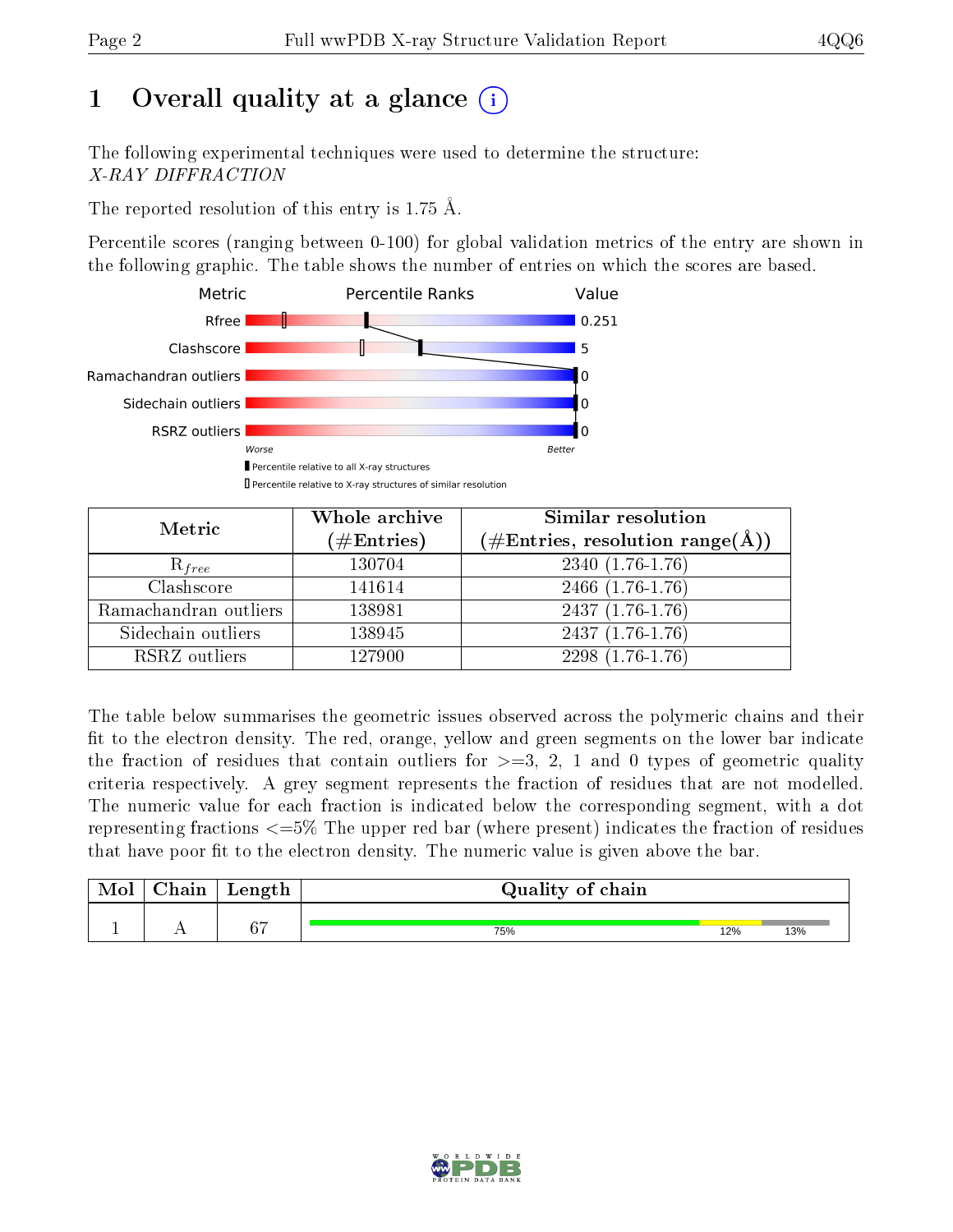# 1 Overall quality at a glance (i)

The following experimental techniques were used to determine the structure:
*X-RAY DIFFRACTION*

The reported resolution of this entry is 1.75 Å.

Percentile scores (ranging between 0-100) for global validation metrics of the entry are shown in the following graphic. The table shows the number of entries on which the scores are based.

| Metric | Value |
|---|---|
| Rfree | 0.251 |
| Clashscore | 5 |
| Ramachandran outliers | 0 |
| Sidechain outliers | 0 |
| RSRZ outliers | 0 |

Worse — Better

▮ Percentile relative to all X-ray structures
▯ Percentile relative to X-ray structures of similar resolution

| Metric | Whole archive (#Entries) | Similar resolution (#Entries, resolution range(Å)) |
|---|---|---|
| $R_{free}$ | 130704 | 2340 (1.76-1.76) |
| Clashscore | 141614 | 2466 (1.76-1.76) |
| Ramachandran outliers | 138981 | 2437 (1.76-1.76) |
| Sidechain outliers | 138945 | 2437 (1.76-1.76) |
| RSRZ outliers | 127900 | 2298 (1.76-1.76) |

The table below summarises the geometric issues observed across the polymeric chains and their fit to the electron density. The red, orange, yellow and green segments on the lower bar indicate the fraction of residues that contain outliers for >=3, 2, 1 and 0 types of geometric quality criteria respectively. A grey segment represents the fraction of residues that are not modelled. The numeric value for each fraction is indicated below the corresponding segment, with a dot representing fractions <=5% The upper red bar (where present) indicates the fraction of residues that have poor fit to the electron density. The numeric value is given above the bar.

| Mol | Chain | Length | Quality of chain |
|---|---|---|---|
| 1 | A | 67 | 75% / 12% / 13% |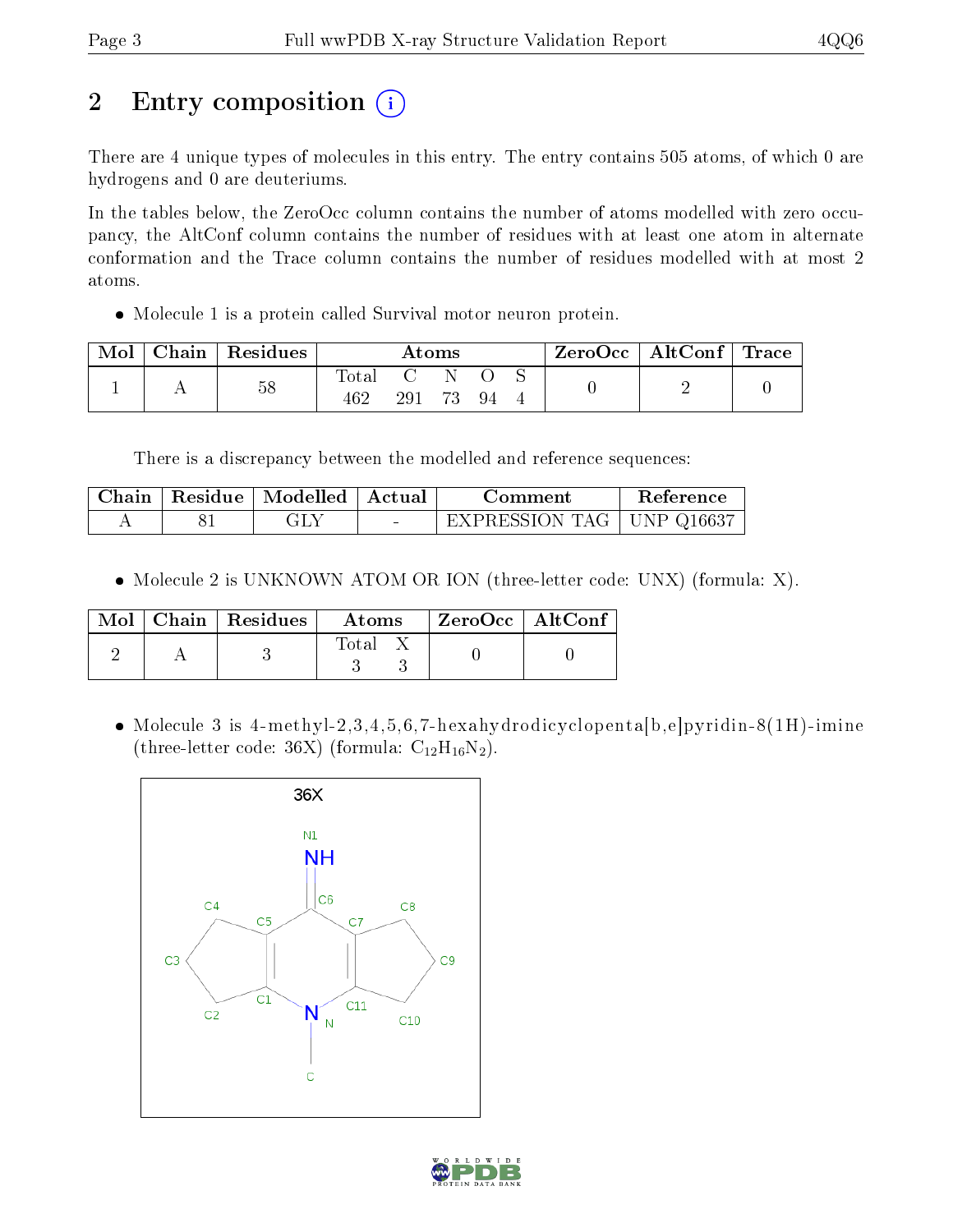# 2 Entry composition

There are 4 unique types of molecules in this entry. The entry contains 505 atoms, of which 0 are hydrogens and 0 are deuteriums.

In the tables below, the ZeroOcc column contains the number of atoms modelled with zero occupancy, the AltConf column contains the number of residues with at least one atom in alternate conformation and the Trace column contains the number of residues modelled with at most 2 atoms.

- Molecule 1 is a protein called Survival motor neuron protein.

| Mol | Chain | Residues | Atoms | | | | | ZeroOcc | AltConf | Trace |
|---|---|---|---|---|---|---|---|---|---|---|
| | | | Total | C | N | O | S | | | |
| 1 | A | 58 | 462 | 291 | 73 | 94 | 4 | 0 | 2 | 0 |

There is a discrepancy between the modelled and reference sequences:

| Chain | Residue | Modelled | Actual | Comment | Reference |
|---|---|---|---|---|---|
| A | 81 | GLY | - | EXPRESSION TAG | UNP Q16637 |

- Molecule 2 is UNKNOWN ATOM OR ION (three-letter code: UNX) (formula: X).

| Mol | Chain | Residues | Atoms | | ZeroOcc | AltConf |
|---|---|---|---|---|---|---|
| | | | Total | X | | |
| 2 | A | 3 | 3 | 3 | 0 | 0 |

- Molecule 3 is 4-methyl-2,3,4,5,6,7-hexahydrodicyclopenta[b,e]pyridin-8(1H)-imine (three-letter code: 36X) (formula: $C_{12}H_{16}N_2$).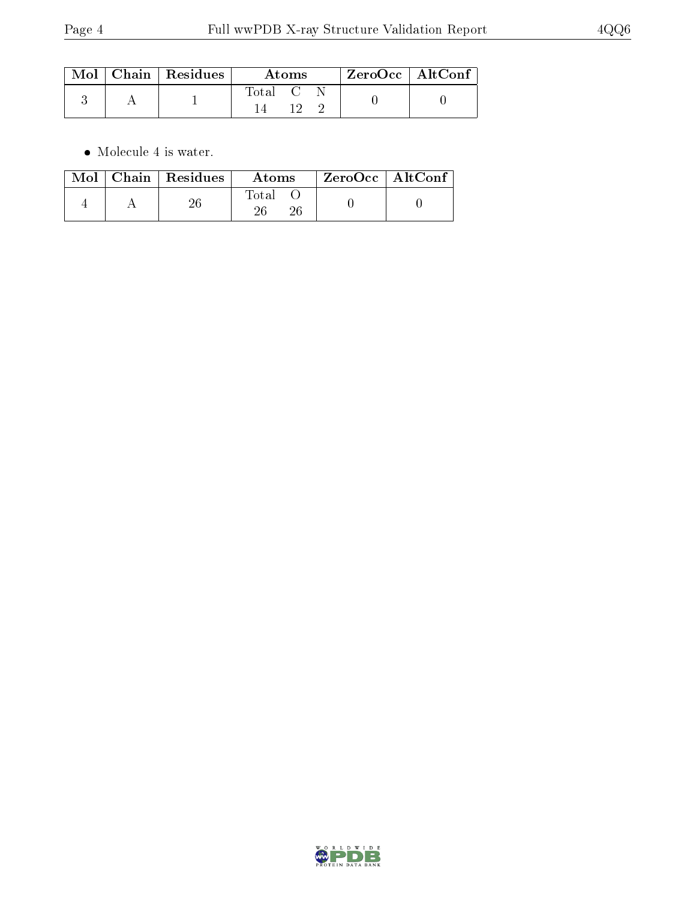| Mol | Chain | Residues | Atoms | | | ZeroOcc | AltConf |
|---|---|---|---|---|---|---|---|
| 3 | A | 1 | Total 14 | C 12 | N 2 | 0 | 0 |

- Molecule 4 is water.

| Mol | Chain | Residues | Atoms | | ZeroOcc | AltConf |
|---|---|---|---|---|---|---|
| 4 | A | 26 | Total 26 | O 26 | 0 | 0 |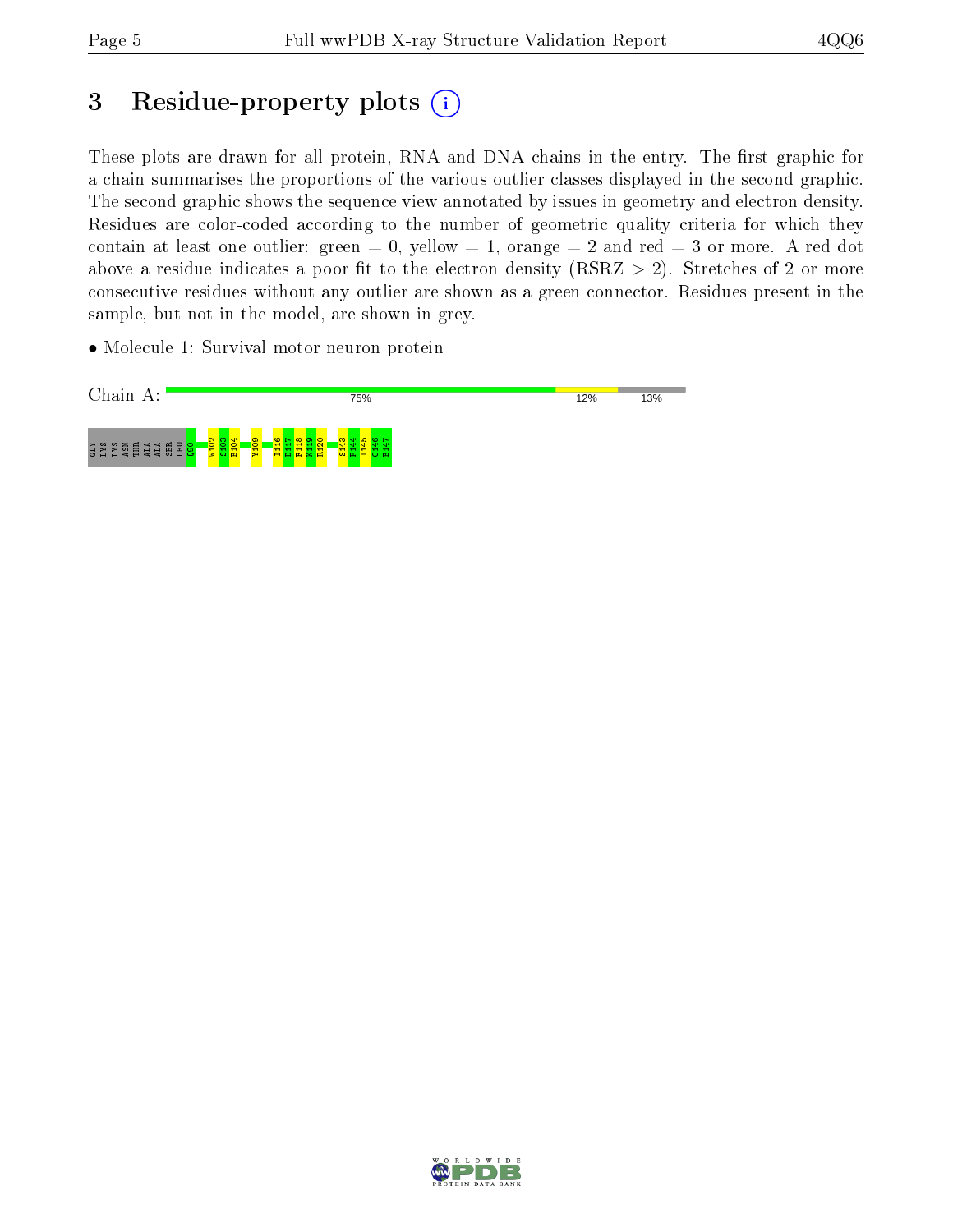# 3 Residue-property plots (i)

These plots are drawn for all protein, RNA and DNA chains in the entry. The first graphic for a chain summarises the proportions of the various outlier classes displayed in the second graphic. The second graphic shows the sequence view annotated by issues in geometry and electron density. Residues are color-coded according to the number of geometric quality criteria for which they contain at least one outlier: green = 0, yellow = 1, orange = 2 and red = 3 or more. A red dot above a residue indicates a poor fit to the electron density (RSRZ > 2). Stretches of 2 or more consecutive residues without any outlier are shown as a green connector. Residues present in the sample, but not in the model, are shown in grey.

- Molecule 1: Survival motor neuron protein

Chain A: 75% | 12% | 13%

GLY LYS LYS ASN THR ALA ALA SER LEU Q90 W102 S103 E104 Y109 I116 D117 F118 K119 R120 S143 P144 I145 C146 E147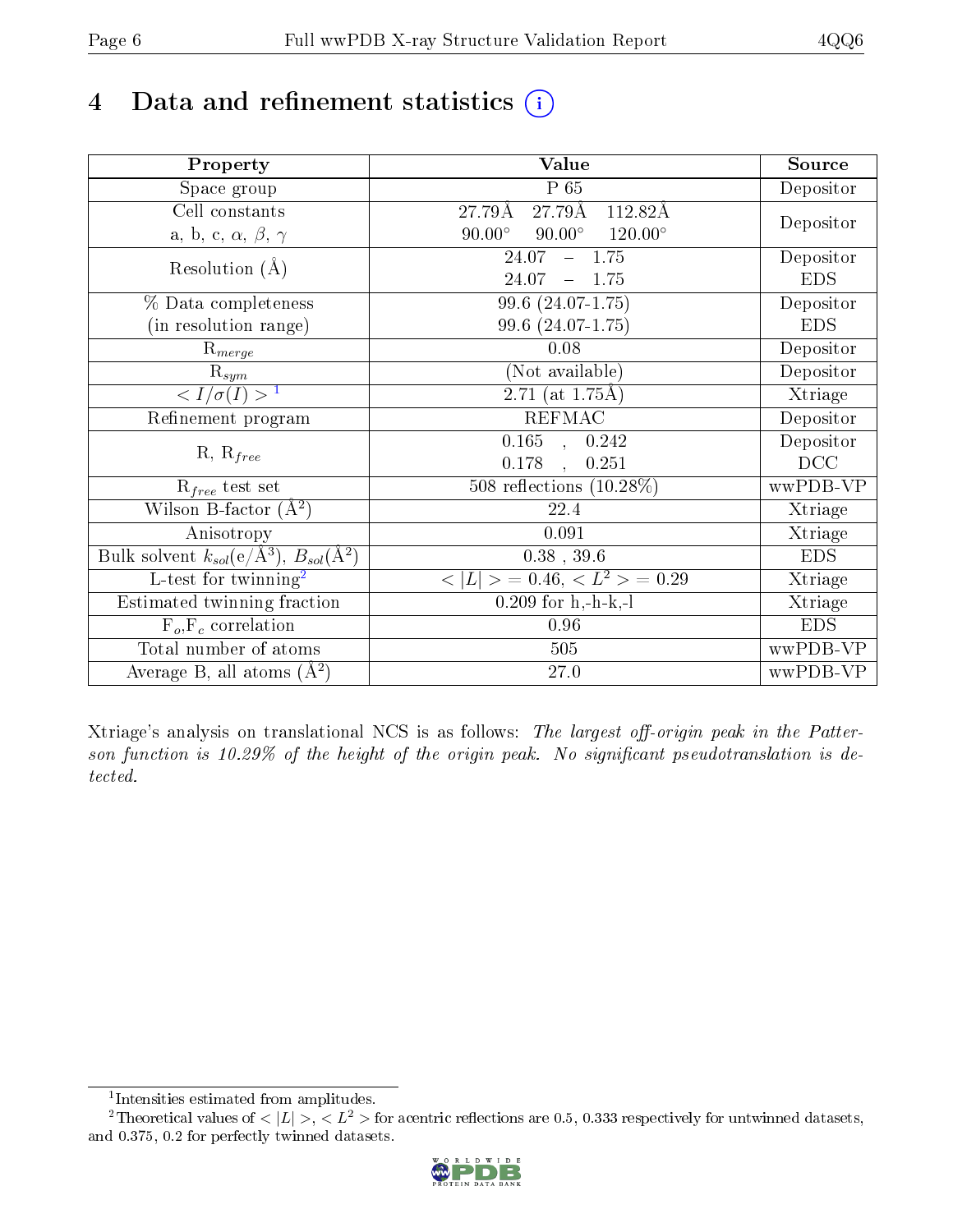# 4 Data and refinement statistics (i)

| Property | Value | Source |
|---|---|---|
| Space group | P 65 | Depositor |
| Cell constants<br>a, b, c, $\alpha$, $\beta$, $\gamma$ | 27.79Å 27.79Å 112.82Å<br>90.00° 90.00° 120.00° | Depositor |
| Resolution (Å) | 24.07 – 1.75<br>24.07 – 1.75 | Depositor<br>EDS |
| % Data completeness<br>(in resolution range) | 99.6 (24.07-1.75)<br>99.6 (24.07-1.75) | Depositor<br>EDS |
| $R_{merge}$ | 0.08 | Depositor |
| $R_{sym}$ | (Not available) | Depositor |
| $< I/\sigma(I) >$ [1] | 2.71 (at 1.75Å) | Xtriage |
| Refinement program | REFMAC | Depositor |
| R, $R_{free}$ | 0.165 , 0.242<br>0.178 , 0.251 | Depositor<br>DCC |
| $R_{free}$ test set | 508 reflections (10.28%) | wwPDB-VP |
| Wilson B-factor (Å$^2$) | 22.4 | Xtriage |
| Anisotropy | 0.091 | Xtriage |
| Bulk solvent $k_{sol}$(e/Å$^3$), $B_{sol}$(Å$^2$) | 0.38 , 39.6 | EDS |
| L-test for twinning[2] | $< \|L\| > = 0.46$, $< L^2 > = 0.29$ | Xtriage |
| Estimated twinning fraction | 0.209 for h,-h-k,-l | Xtriage |
| $F_o$,$F_c$ correlation | 0.96 | EDS |
| Total number of atoms | 505 | wwPDB-VP |
| Average B, all atoms (Å$^2$) | 27.0 | wwPDB-VP |

Xtriage's analysis on translational NCS is as follows: *The largest off-origin peak in the Patterson function is 10.29% of the height of the origin peak. No significant pseudotranslation is detected.*

[1] Intensities estimated from amplitudes.

[2] Theoretical values of $< |L| >$, $< L^2 >$ for acentric reflections are 0.5, 0.333 respectively for untwinned datasets, and 0.375, 0.2 for perfectly twinned datasets.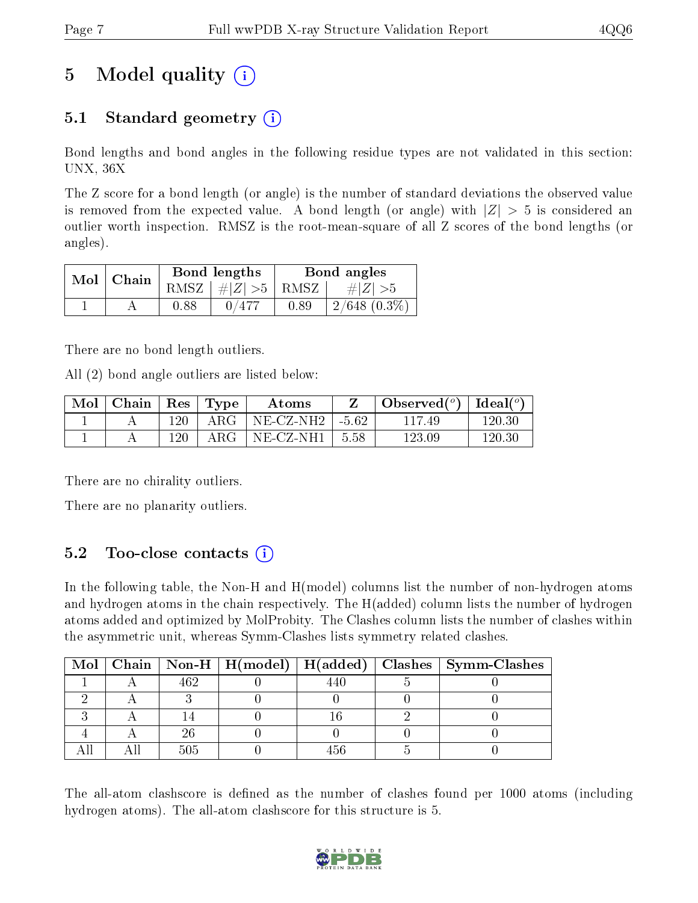# 5 Model quality

## 5.1 Standard geometry

Bond lengths and bond angles in the following residue types are not validated in this section: UNX, 36X

The Z score for a bond length (or angle) is the number of standard deviations the observed value is removed from the expected value. A bond length (or angle) with $|Z| > 5$ is considered an outlier worth inspection. RMSZ is the root-mean-square of all Z scores of the bond lengths (or angles).

| Mol | Chain | Bond lengths | | Bond angles | |
|---|---|---|---|---|---|
| | | RMSZ | $\#\|Z\| > 5$ | RMSZ | $\#\|Z\| > 5$ |
| 1 | A | 0.88 | 0/477 | 0.89 | 2/648 (0.3%) |

There are no bond length outliers.

All (2) bond angle outliers are listed below:

| Mol | Chain | Res | Type | Atoms | Z | Observed($^o$) | Ideal($^o$) |
|---|---|---|---|---|---|---|---|
| 1 | A | 120 | ARG | NE-CZ-NH2 | -5.62 | 117.49 | 120.30 |
| 1 | A | 120 | ARG | NE-CZ-NH1 | 5.58 | 123.09 | 120.30 |

There are no chirality outliers.

There are no planarity outliers.

## 5.2 Too-close contacts

In the following table, the Non-H and H(model) columns list the number of non-hydrogen atoms and hydrogen atoms in the chain respectively. The H(added) column lists the number of hydrogen atoms added and optimized by MolProbity. The Clashes column lists the number of clashes within the asymmetric unit, whereas Symm-Clashes lists symmetry related clashes.

| Mol | Chain | Non-H | H(model) | H(added) | Clashes | Symm-Clashes |
|---|---|---|---|---|---|---|
| 1 | A | 462 | 0 | 440 | 5 | 0 |
| 2 | A | 3 | 0 | 0 | 0 | 0 |
| 3 | A | 14 | 0 | 16 | 2 | 0 |
| 4 | A | 26 | 0 | 0 | 0 | 0 |
| All | All | 505 | 0 | 456 | 5 | 0 |

The all-atom clashscore is defined as the number of clashes found per 1000 atoms (including hydrogen atoms). The all-atom clashscore for this structure is 5.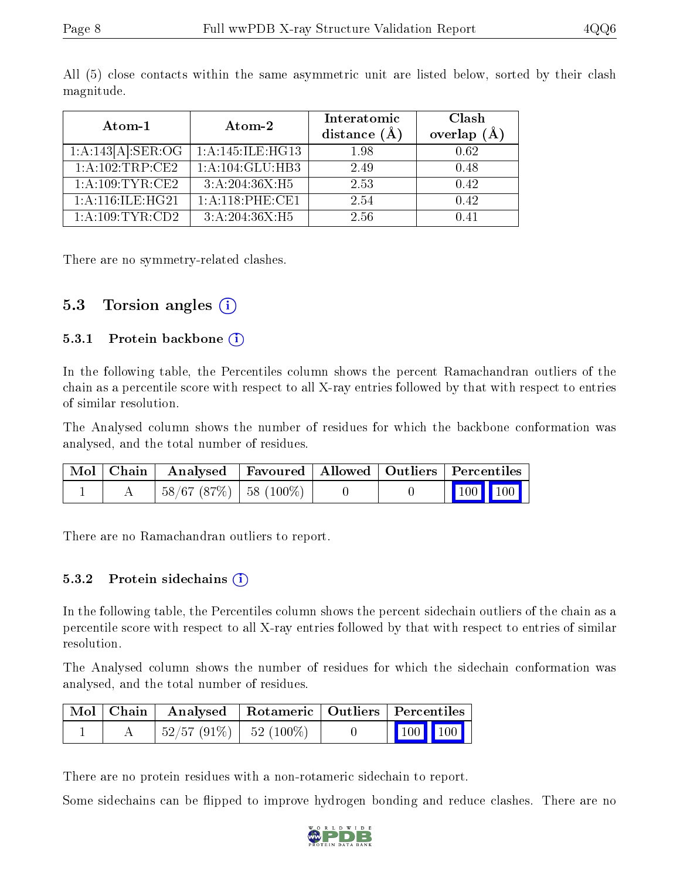All (5) close contacts within the same asymmetric unit are listed below, sorted by their clash magnitude.

| Atom-1 | Atom-2 | Interatomic distance (Å) | Clash overlap (Å) |
|---|---|---|---|
| 1:A:143[A]:SER:OG | 1:A:145:ILE:HG13 | 1.98 | 0.62 |
| 1:A:102:TRP:CE2 | 1:A:104:GLU:HB3 | 2.49 | 0.48 |
| 1:A:109:TYR:CE2 | 3:A:204:36X:H5 | 2.53 | 0.42 |
| 1:A:116:ILE:HG21 | 1:A:118:PHE:CE1 | 2.54 | 0.42 |
| 1:A:109:TYR:CD2 | 3:A:204:36X:H5 | 2.56 | 0.41 |

There are no symmetry-related clashes.

## 5.3 Torsion angles

### 5.3.1 Protein backbone

In the following table, the Percentiles column shows the percent Ramachandran outliers of the chain as a percentile score with respect to all X-ray entries followed by that with respect to entries of similar resolution.

The Analysed column shows the number of residues for which the backbone conformation was analysed, and the total number of residues.

| Mol | Chain | Analysed | Favoured | Allowed | Outliers | Percentiles | |
|---|---|---|---|---|---|---|---|
| 1 | A | 58/67 (87%) | 58 (100%) | 0 | 0 | 100 | 100 |

There are no Ramachandran outliers to report.

### 5.3.2 Protein sidechains

In the following table, the Percentiles column shows the percent sidechain outliers of the chain as a percentile score with respect to all X-ray entries followed by that with respect to entries of similar resolution.

The Analysed column shows the number of residues for which the sidechain conformation was analysed, and the total number of residues.

| Mol | Chain | Analysed | Rotameric | Outliers | Percentiles | |
|---|---|---|---|---|---|---|
| 1 | A | 52/57 (91%) | 52 (100%) | 0 | 100 | 100 |

There are no protein residues with a non-rotameric sidechain to report.

Some sidechains can be flipped to improve hydrogen bonding and reduce clashes. There are no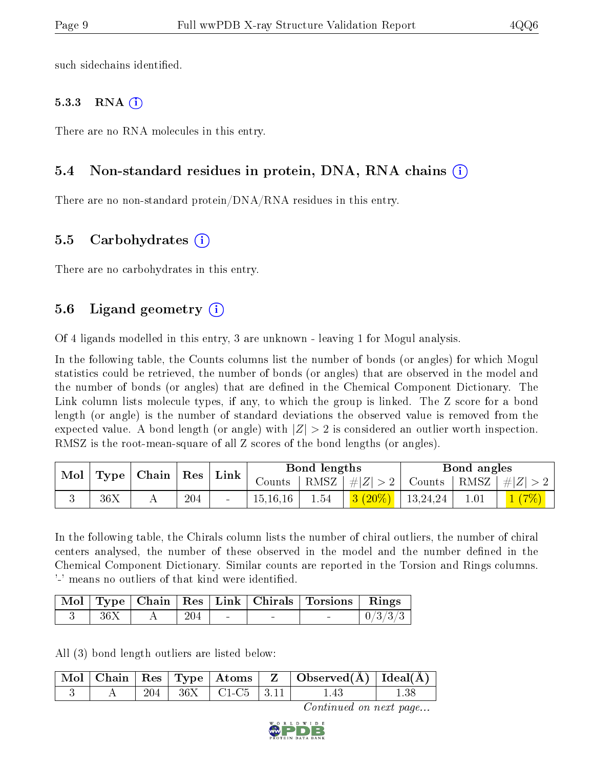such sidechains identified.

### 5.3.3 RNA (i)

There are no RNA molecules in this entry.

## 5.4 Non-standard residues in protein, DNA, RNA chains (i)

There are no non-standard protein/DNA/RNA residues in this entry.

## 5.5 Carbohydrates (i)

There are no carbohydrates in this entry.

## 5.6 Ligand geometry (i)

Of 4 ligands modelled in this entry, 3 are unknown - leaving 1 for Mogul analysis.

In the following table, the Counts columns list the number of bonds (or angles) for which Mogul statistics could be retrieved, the number of bonds (or angles) that are observed in the model and the number of bonds (or angles) that are defined in the Chemical Component Dictionary. The Link column lists molecule types, if any, to which the group is linked. The Z score for a bond length (or angle) is the number of standard deviations the observed value is removed from the expected value. A bond length (or angle) with $|Z| > 2$ is considered an outlier worth inspection. RMSZ is the root-mean-square of all Z scores of the bond lengths (or angles).

| Mol | Type | Chain | Res | Link | Bond lengths | | | Bond angles | | |
|---|---|---|---|---|---|---|---|---|---|---|
| | | | | | Counts | RMSZ | $\#\|Z\| > 2$ | Counts | RMSZ | $\#\|Z\| > 2$ |
| 3 | 36X | A | 204 | - | 15,16,16 | 1.54 | 3 (20%) | 13,24,24 | 1.01 | 1 (7%) |

In the following table, the Chirals column lists the number of chiral outliers, the number of chiral centers analysed, the number of these observed in the model and the number defined in the Chemical Component Dictionary. Similar counts are reported in the Torsion and Rings columns. '-' means no outliers of that kind were identified.

| Mol | Type | Chain | Res | Link | Chirals | Torsions | Rings |
|---|---|---|---|---|---|---|---|
| 3 | 36X | A | 204 | - | - | - | 0/3/3/3 |

All (3) bond length outliers are listed below:

| Mol | Chain | Res | Type | Atoms | Z | Observed(Å) | Ideal(Å) |
|---|---|---|---|---|---|---|---|
| 3 | A | 204 | 36X | C1-C5 | 3.11 | 1.43 | 1.38 |

*Continued on next page...*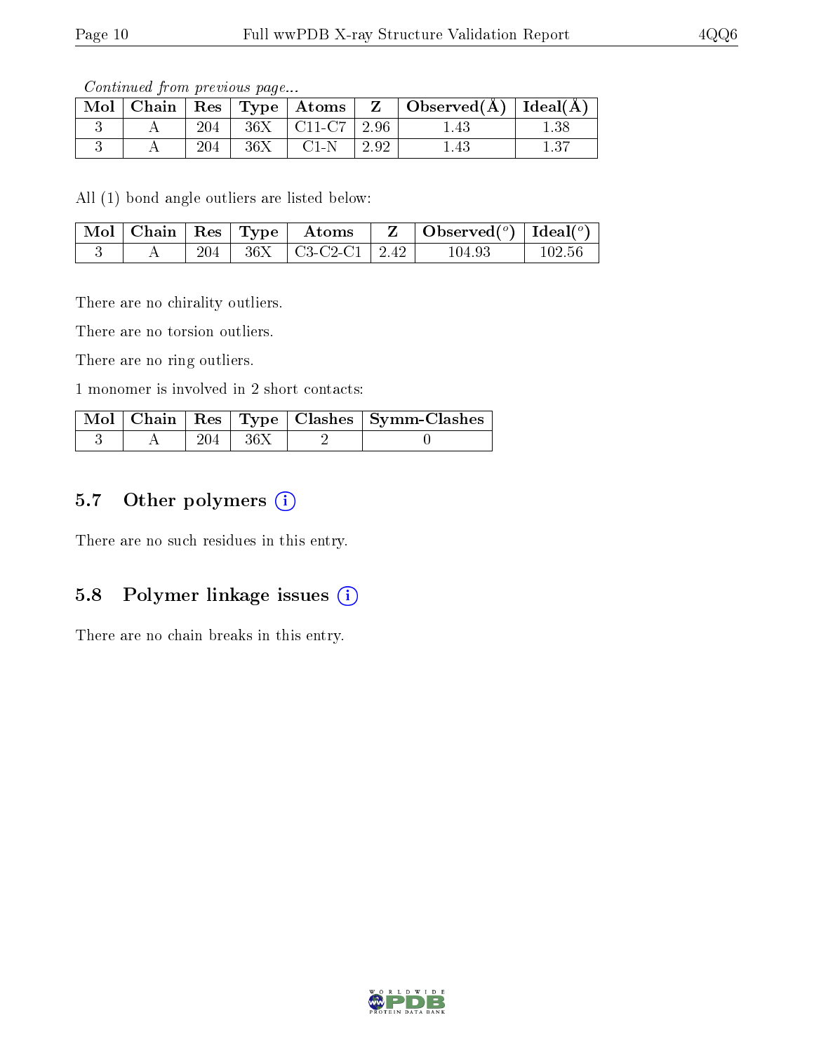*Continued from previous page...*

| Mol | Chain | Res | Type | Atoms | Z | Observed(Å) | Ideal(Å) |
|---|---|---|---|---|---|---|---|
| 3 | A | 204 | 36X | C11-C7 | 2.96 | 1.43 | 1.38 |
| 3 | A | 204 | 36X | C1-N | 2.92 | 1.43 | 1.37 |

All (1) bond angle outliers are listed below:

| Mol | Chain | Res | Type | Atoms | Z | Observed(°) | Ideal(°) |
|---|---|---|---|---|---|---|---|
| 3 | A | 204 | 36X | C3-C2-C1 | 2.42 | 104.93 | 102.56 |

There are no chirality outliers.

There are no torsion outliers.

There are no ring outliers.

1 monomer is involved in 2 short contacts:

| Mol | Chain | Res | Type | Clashes | Symm-Clashes |
|---|---|---|---|---|---|
| 3 | A | 204 | 36X | 2 | 0 |

## 5.7 Other polymers

There are no such residues in this entry.

## 5.8 Polymer linkage issues

There are no chain breaks in this entry.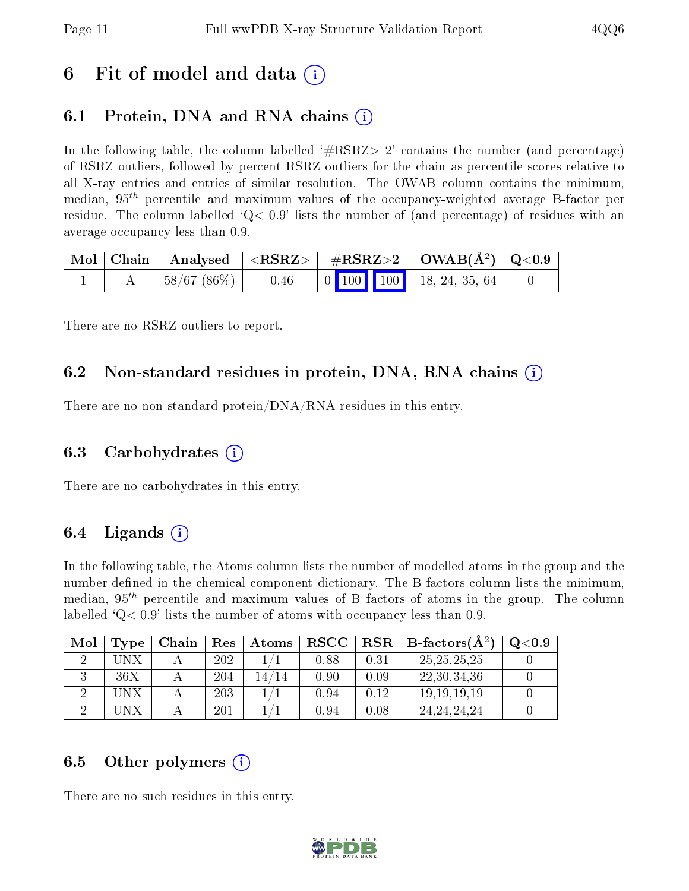# 6 Fit of model and data (i)

## 6.1 Protein, DNA and RNA chains (i)

In the following table, the column labelled '#RSRZ> 2' contains the number (and percentage) of RSRZ outliers, followed by percent RSRZ outliers for the chain as percentile scores relative to all X-ray entries and entries of similar resolution. The OWAB column contains the minimum, median, $95^{th}$ percentile and maximum values of the occupancy-weighted average B-factor per residue. The column labelled 'Q< 0.9' lists the number of (and percentage) of residues with an average occupancy less than 0.9.

| Mol | Chain | Analysed | <RSRZ> | #RSRZ>2 | OWAB(Å$^2$) | Q<0.9 |
|---|---|---|---|---|---|---|
| 1 | A | 58/67 (86%) | -0.46 | 0 100 100 | 18, 24, 35, 64 | 0 |

There are no RSRZ outliers to report.

## 6.2 Non-standard residues in protein, DNA, RNA chains (i)

There are no non-standard protein/DNA/RNA residues in this entry.

## 6.3 Carbohydrates (i)

There are no carbohydrates in this entry.

## 6.4 Ligands (i)

In the following table, the Atoms column lists the number of modelled atoms in the group and the number defined in the chemical component dictionary. The B-factors column lists the minimum, median, $95^{th}$ percentile and maximum values of B factors of atoms in the group. The column labelled 'Q< 0.9' lists the number of atoms with occupancy less than 0.9.

| Mol | Type | Chain | Res | Atoms | RSCC | RSR | B-factors(Å$^2$) | Q<0.9 |
|---|---|---|---|---|---|---|---|---|
| 2 | UNX | A | 202 | 1/1 | 0.88 | 0.31 | 25,25,25,25 | 0 |
| 3 | 36X | A | 204 | 14/14 | 0.90 | 0.09 | 22,30,34,36 | 0 |
| 2 | UNX | A | 203 | 1/1 | 0.94 | 0.12 | 19,19,19,19 | 0 |
| 2 | UNX | A | 201 | 1/1 | 0.94 | 0.08 | 24,24,24,24 | 0 |

## 6.5 Other polymers (i)

There are no such residues in this entry.